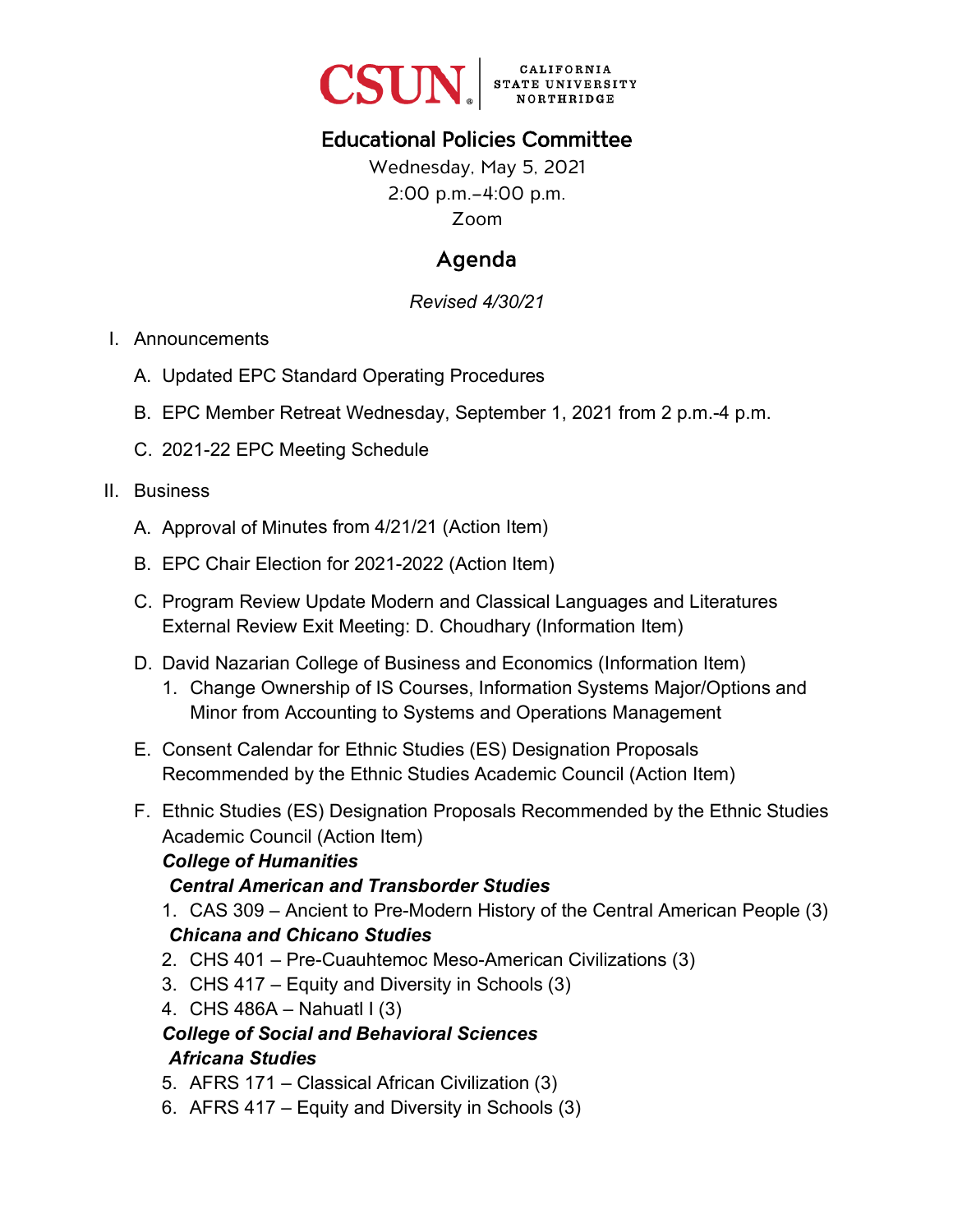CSUN | CALIFORNIA STATE UNIVERSITY NORTHRIDGE

# Educational Policies Committee

Wednesday, May 5, 2021
2:00 p.m.–4:00 p.m.
Zoom

## Agenda

*Revised 4/30/21*

I. Announcements

   A. Updated EPC Standard Operating Procedures

   B. EPC Member Retreat Wednesday, September 1, 2021 from 2 p.m.-4 p.m.

   C. 2021-22 EPC Meeting Schedule

II. Business

   A. Approval of Minutes from 4/21/21 (Action Item)

   B. EPC Chair Election for 2021-2022 (Action Item)

   C. Program Review Update Modern and Classical Languages and Literatures External Review Exit Meeting: D. Choudhary (Information Item)

   D. David Nazarian College of Business and Economics (Information Item)
      1. Change Ownership of IS Courses, Information Systems Major/Options and Minor from Accounting to Systems and Operations Management

   E. Consent Calendar for Ethnic Studies (ES) Designation Proposals Recommended by the Ethnic Studies Academic Council (Action Item)

   F. Ethnic Studies (ES) Designation Proposals Recommended by the Ethnic Studies Academic Council (Action Item)

      ***College of Humanities***

      ***Central American and Transborder Studies***

      1. CAS 309 – Ancient to Pre-Modern History of the Central American People (3)

      ***Chicana and Chicano Studies***

      2. CHS 401 – Pre-Cuauhtemoc Meso-American Civilizations (3)
      3. CHS 417 – Equity and Diversity in Schools (3)
      4. CHS 486A – Nahuatl I (3)

      ***College of Social and Behavioral Sciences***

      ***Africana Studies***

      5. AFRS 171 – Classical African Civilization (3)
      6. AFRS 417 – Equity and Diversity in Schools (3)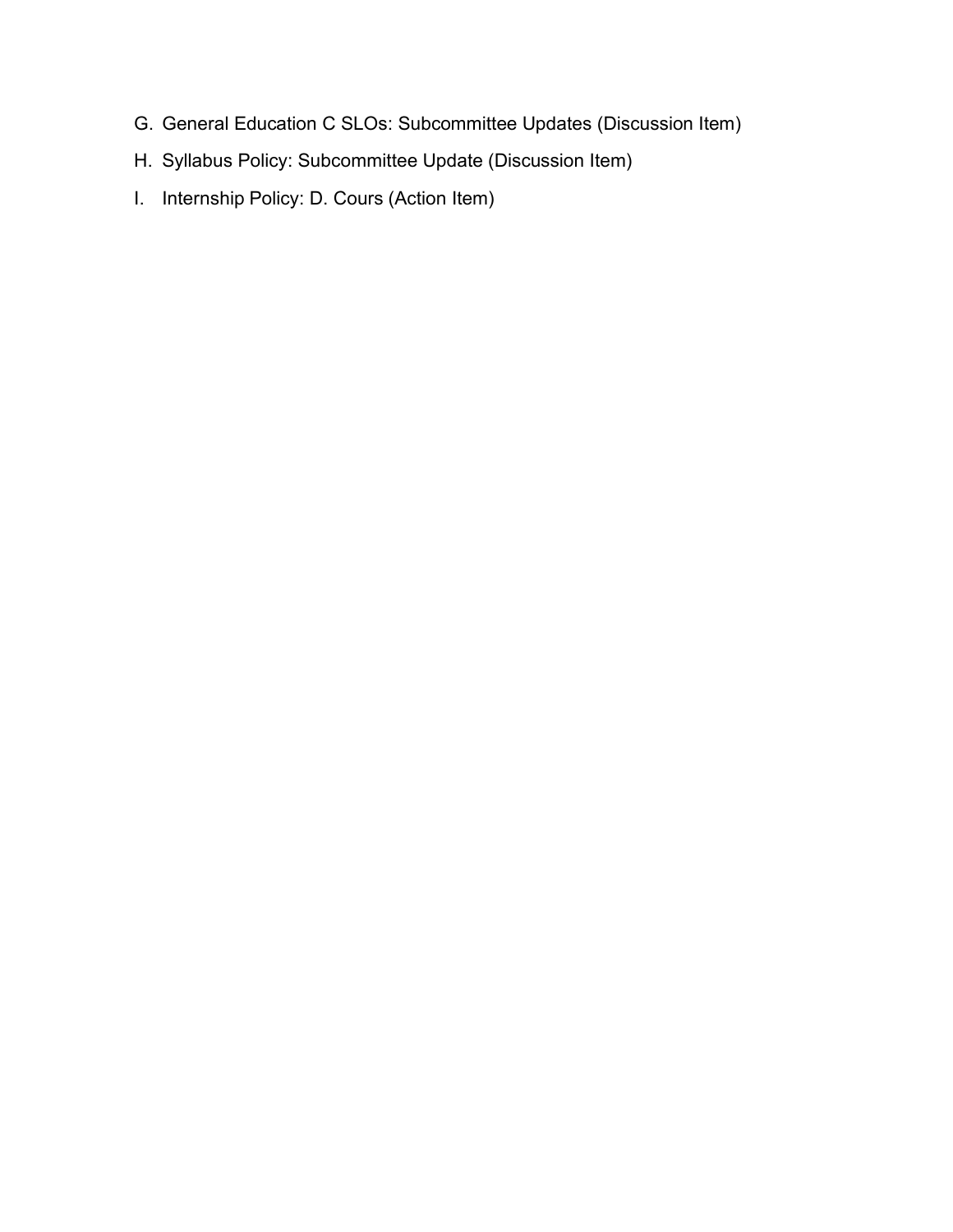G. General Education C SLOs: Subcommittee Updates (Discussion Item)

H. Syllabus Policy: Subcommittee Update (Discussion Item)

I. Internship Policy: D. Cours (Action Item)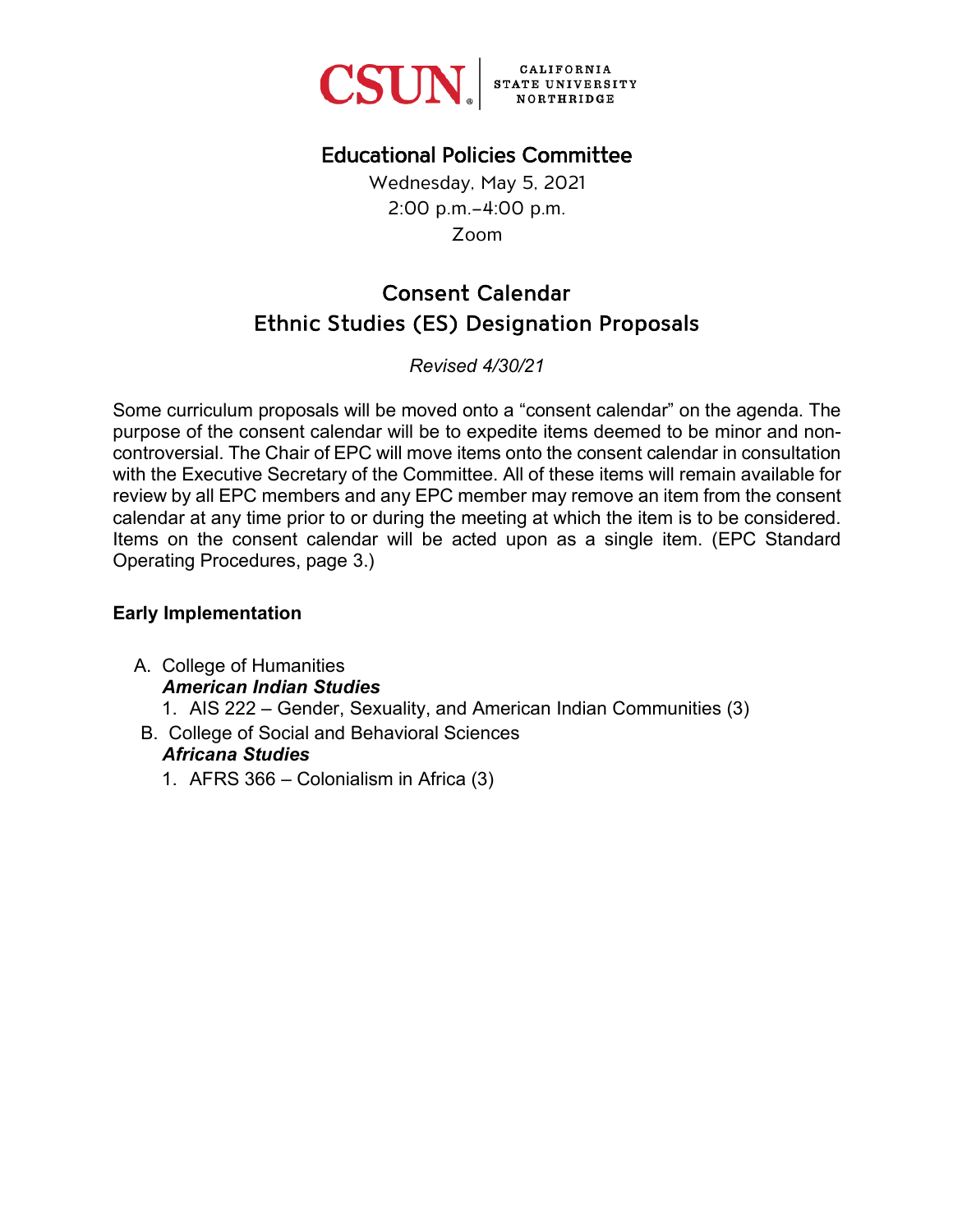CSUN | CALIFORNIA STATE UNIVERSITY NORTHRIDGE

# Educational Policies Committee

Wednesday, May 5, 2021
2:00 p.m.–4:00 p.m.
Zoom

## Consent Calendar
## Ethnic Studies (ES) Designation Proposals

*Revised 4/30/21*

Some curriculum proposals will be moved onto a "consent calendar" on the agenda. The purpose of the consent calendar will be to expedite items deemed to be minor and non-controversial. The Chair of EPC will move items onto the consent calendar in consultation with the Executive Secretary of the Committee. All of these items will remain available for review by all EPC members and any EPC member may remove an item from the consent calendar at any time prior to or during the meeting at which the item is to be considered. Items on the consent calendar will be acted upon as a single item. (EPC Standard Operating Procedures, page 3.)

**Early Implementation**

A. College of Humanities
   ***American Indian Studies***
   1. AIS 222 – Gender, Sexuality, and American Indian Communities (3)

B. College of Social and Behavioral Sciences
   ***Africana Studies***
   1. AFRS 366 – Colonialism in Africa (3)